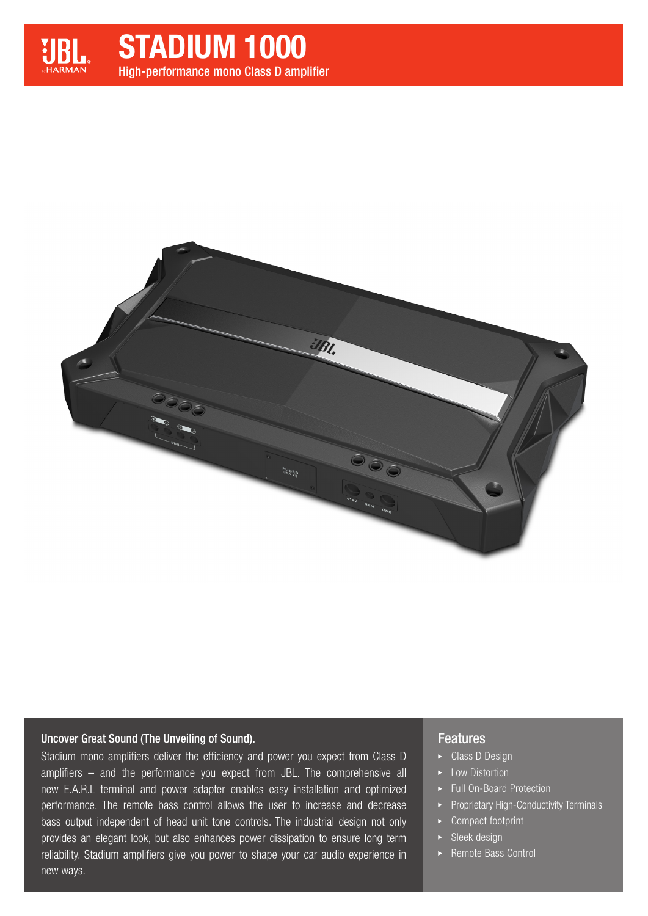# STADIUM 1000

High-performance mono Class D amplifier

## Uncover Great Sound (The Unveiling of Sound).

Stadium mono amplifiers deliver the efficiency and power you expect from Class D amplifiers – and the performance you expect from JBL. The comprehensive all new E.A.R.L terminal and power adapter enables easy installation and optimized performance. The remote bass control allows the user to increase and decrease bass output independent of head unit tone controls. The industrial design not only provides an elegant look, but also enhances power dissipation to ensure long term reliability. Stadium amplifiers give you power to shape your car audio experience in new ways.

## Features

- Class D Design
- Low Distortion
- Full On-Board Protection
- Proprietary High-Conductivity Terminals
- Compact footprint
- Sleek design
- Remote Bass Control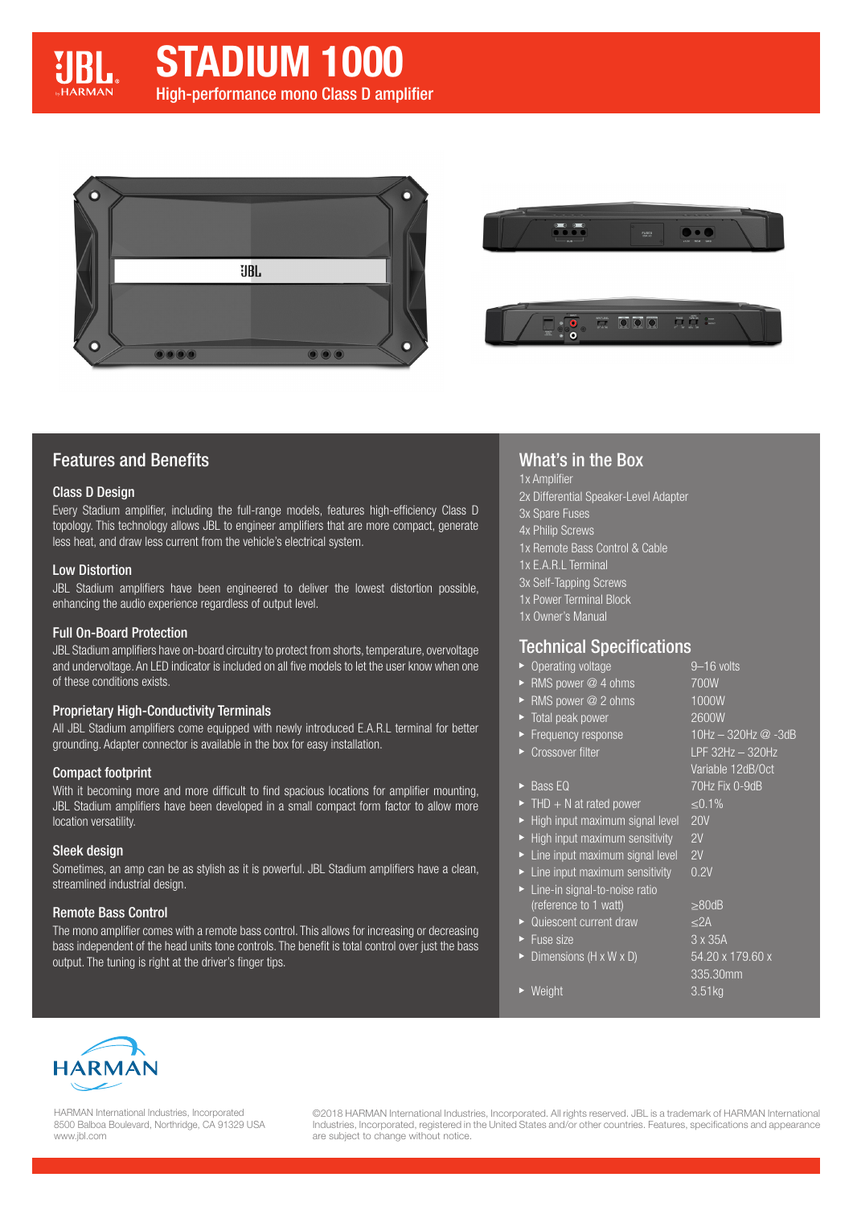# STADIUM 1000

High-performance mono Class D amplifier

## Features and Benefits

### Class D Design

Every Stadium amplifier, including the full-range models, features high-efficiency Class D topology. This technology allows JBL to engineer amplifiers that are more compact, generate less heat, and draw less current from the vehicle's electrical system.

### Low Distortion

JBL Stadium amplifiers have been engineered to deliver the lowest distortion possible, enhancing the audio experience regardless of output level.

### Full On-Board Protection

JBL Stadium amplifiers have on-board circuitry to protect from shorts, temperature, overvoltage and undervoltage. An LED indicator is included on all five models to let the user know when one of these conditions exists.

### Proprietary High-Conductivity Terminals

All JBL Stadium amplifiers come equipped with newly introduced E.A.R.L terminal for better grounding. Adapter connector is available in the box for easy installation.

### Compact footprint

With it becoming more and more difficult to find spacious locations for amplifier mounting, JBL Stadium amplifiers have been developed in a small compact form factor to allow more location versatility.

### Sleek design

Sometimes, an amp can be as stylish as it is powerful. JBL Stadium amplifiers have a clean, streamlined industrial design.

### Remote Bass Control

The mono amplifier comes with a remote bass control. This allows for increasing or decreasing bass independent of the head units tone controls. The benefit is total control over just the bass output. The tuning is right at the driver's finger tips.

## What's in the Box

- 1x Amplifier
- 2x Differential Speaker-Level Adapter
- 3x Spare Fuses
- 4x Philip Screws
- 1x Remote Bass Control & Cable
- 1x E.A.R.L Terminal
- 3x Self-Tapping Screws
- 1x Power Terminal Block
- 1x Owner's Manual

## Technical Specifications

| | |
|---|---|
| Operating voltage | 9–16 volts |
| RMS power @ 4 ohms | 700W |
| RMS power @ 2 ohms | 1000W |
| Total peak power | 2600W |
| Frequency response | 10Hz – 320Hz @ -3dB |
| Crossover filter | LPF 32Hz – 320Hz Variable 12dB/Oct |
| Bass EQ | 70Hz Fix 0-9dB |
| THD + N at rated power | ≤0.1% |
| High input maximum signal level | 20V |
| High input maximum sensitivity | 2V |
| Line input maximum signal level | 2V |
| Line input maximum sensitivity | 0.2V |
| Line-in signal-to-noise ratio (reference to 1 watt) | ≥80dB |
| Quiescent current draw | ≤2A |
| Fuse size | 3 x 35A |
| Dimensions (H x W x D) | 54.20 x 179.60 x 335.30mm |
| Weight | 3.51kg |

HARMAN International Industries, Incorporated
8500 Balboa Boulevard, Northridge, CA 91329 USA
www.jbl.com

©2018 HARMAN International Industries, Incorporated. All rights reserved. JBL is a trademark of HARMAN International Industries, Incorporated, registered in the United States and/or other countries. Features, specifications and appearance are subject to change without notice.